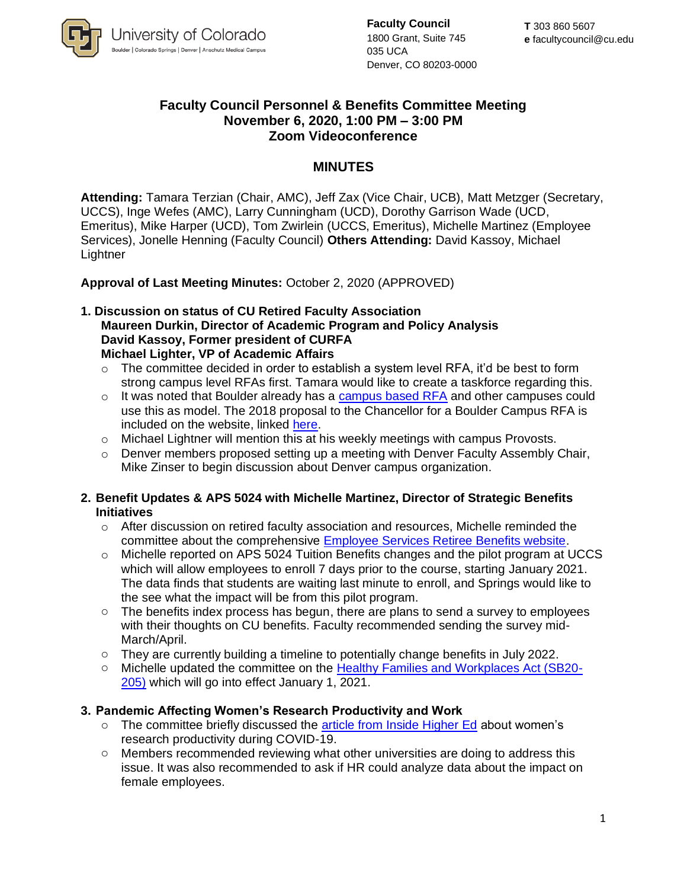University of Colorado
Boulder | Colorado Springs | Denver | Anschutz Medical Campus

**Faculty Council**
1800 Grant, Suite 745
035 UCA
Denver, CO 80203-0000

**T** 303 860 5607
**e** facultycouncil@cu.edu

# Faculty Council Personnel & Benefits Committee Meeting
## November 6, 2020, 1:00 PM – 3:00 PM
## Zoom Videoconference

## MINUTES

**Attending:** Tamara Terzian (Chair, AMC), Jeff Zax (Vice Chair, UCB), Matt Metzger (Secretary, UCCS), Inge Wefes (AMC), Larry Cunningham (UCD), Dorothy Garrison Wade (UCD, Emeritus), Mike Harper (UCD), Tom Zwirlein (UCCS, Emeritus), Michelle Martinez (Employee Services), Jonelle Henning (Faculty Council) **Others Attending:** David Kassoy, Michael Lightner

**Approval of Last Meeting Minutes:** October 2, 2020 (APPROVED)

**1. Discussion on status of CU Retired Faculty Association**
**Maureen Durkin, Director of Academic Program and Policy Analysis**
**David Kassoy, Former president of CURFA**
**Michael Lighter, VP of Academic Affairs**

- The committee decided in order to establish a system level RFA, it'd be best to form strong campus level RFAs first. Tamara would like to create a taskforce regarding this.
- It was noted that Boulder already has a campus based RFA and other campuses could use this as model. The 2018 proposal to the Chancellor for a Boulder Campus RFA is included on the website, linked here.
- Michael Lightner will mention this at his weekly meetings with campus Provosts.
- Denver members proposed setting up a meeting with Denver Faculty Assembly Chair, Mike Zinser to begin discussion about Denver campus organization.

**2. Benefit Updates & APS 5024 with Michelle Martinez, Director of Strategic Benefits Initiatives**

- After discussion on retired faculty association and resources, Michelle reminded the committee about the comprehensive Employee Services Retiree Benefits website.
- Michelle reported on APS 5024 Tuition Benefits changes and the pilot program at UCCS which will allow employees to enroll 7 days prior to the course, starting January 2021. The data finds that students are waiting last minute to enroll, and Springs would like to the see what the impact will be from this pilot program.
- The benefits index process has begun, there are plans to send a survey to employees with their thoughts on CU benefits. Faculty recommended sending the survey mid-March/April.
- They are currently building a timeline to potentially change benefits in July 2022.
- Michelle updated the committee on the Healthy Families and Workplaces Act (SB20-205) which will go into effect January 1, 2021.

**3. Pandemic Affecting Women's Research Productivity and Work**

- The committee briefly discussed the article from Inside Higher Ed about women's research productivity during COVID-19.
- Members recommended reviewing what other universities are doing to address this issue. It was also recommended to ask if HR could analyze data about the impact on female employees.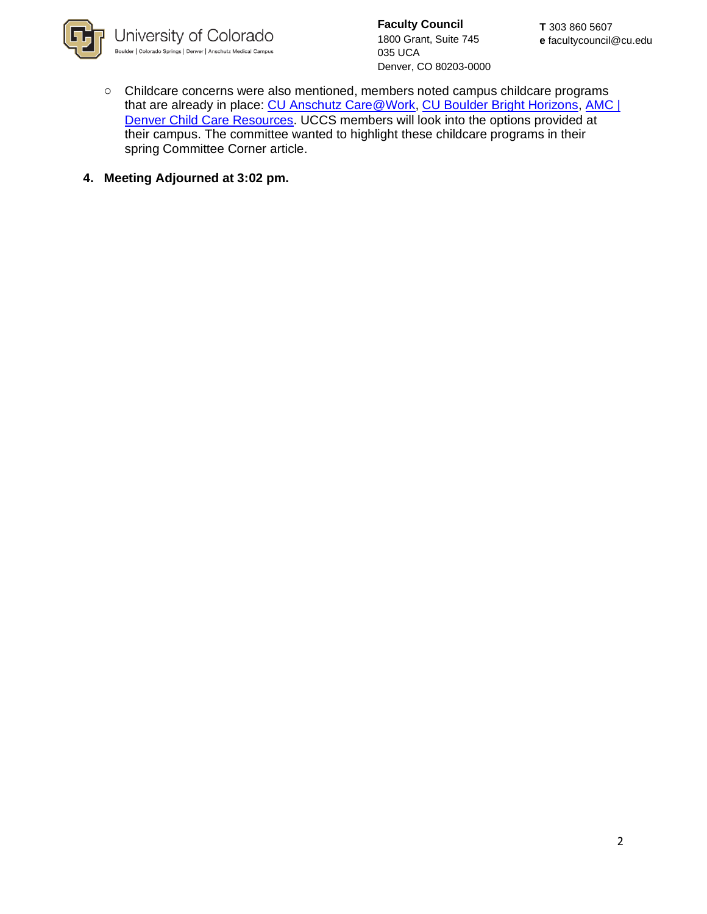- Childcare concerns were also mentioned, members noted campus childcare programs that are already in place: CU Anschutz Care@Work, CU Boulder Bright Horizons, AMC | Denver Child Care Resources. UCCS members will look into the options provided at their campus. The committee wanted to highlight these childcare programs in their spring Committee Corner article.

4. **Meeting Adjourned at 3:02 pm.**